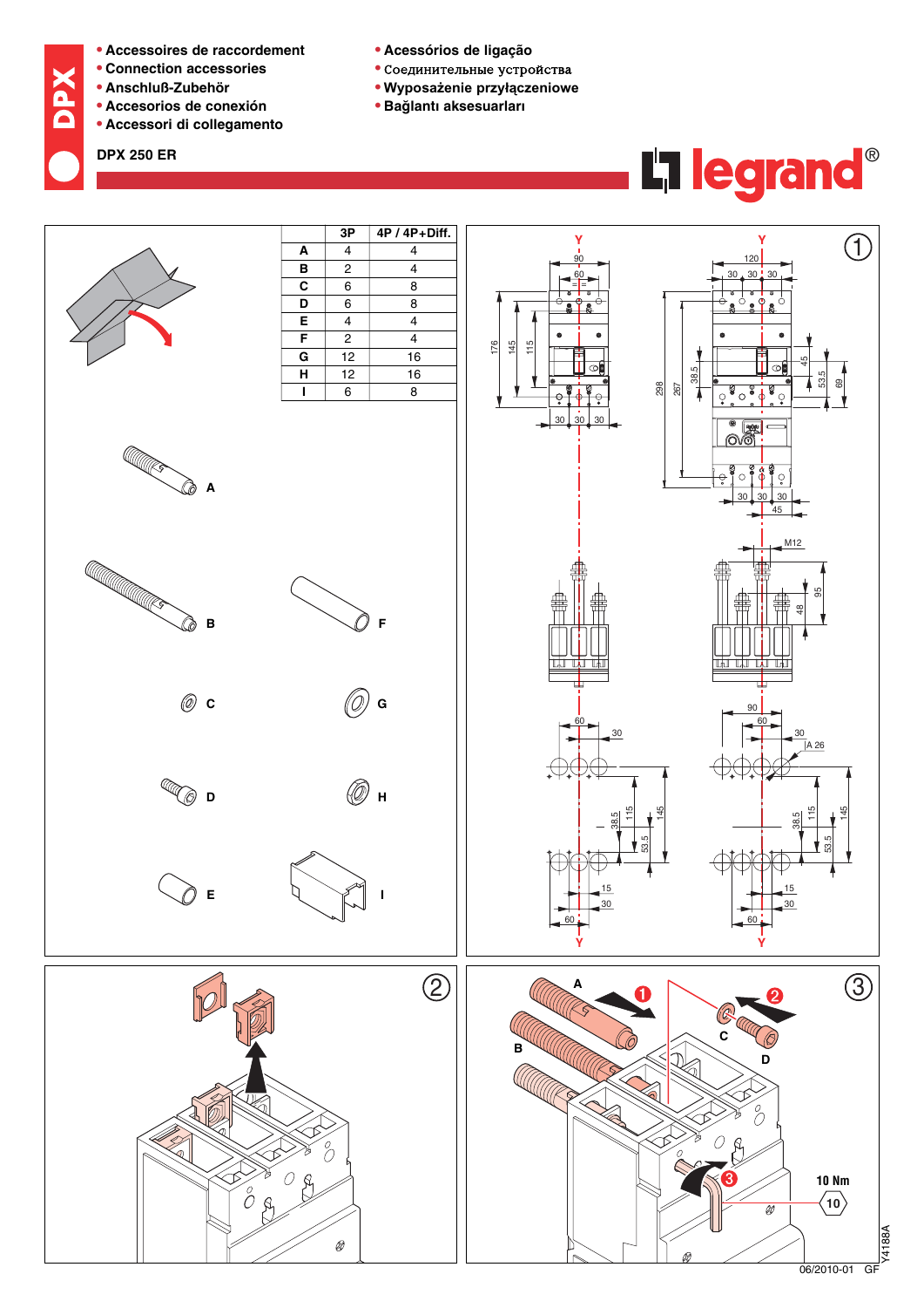- Accessoires de raccordement
- Connection accessories
- Anschluß-Zubehör
- Accesorios de conexión
- Accessori di collegamento
- Acessórios de ligação
- Соединительные устройства
- Wyposażenie przyłączeniowe
- Bağlantı aksesuarları

**DPX 250 ER**

|  | 3P | 4P / 4P+Diff. |
|---|---|---|
| A | 4 | 4 |
| B | 2 | 4 |
| C | 6 | 8 |
| D | 6 | 8 |
| E | 4 | 4 |
| F | 2 | 4 |
| G | 12 | 16 |
| H | 12 | 16 |
| I | 6 | 8 |

10 Nm

06/2010-01 GF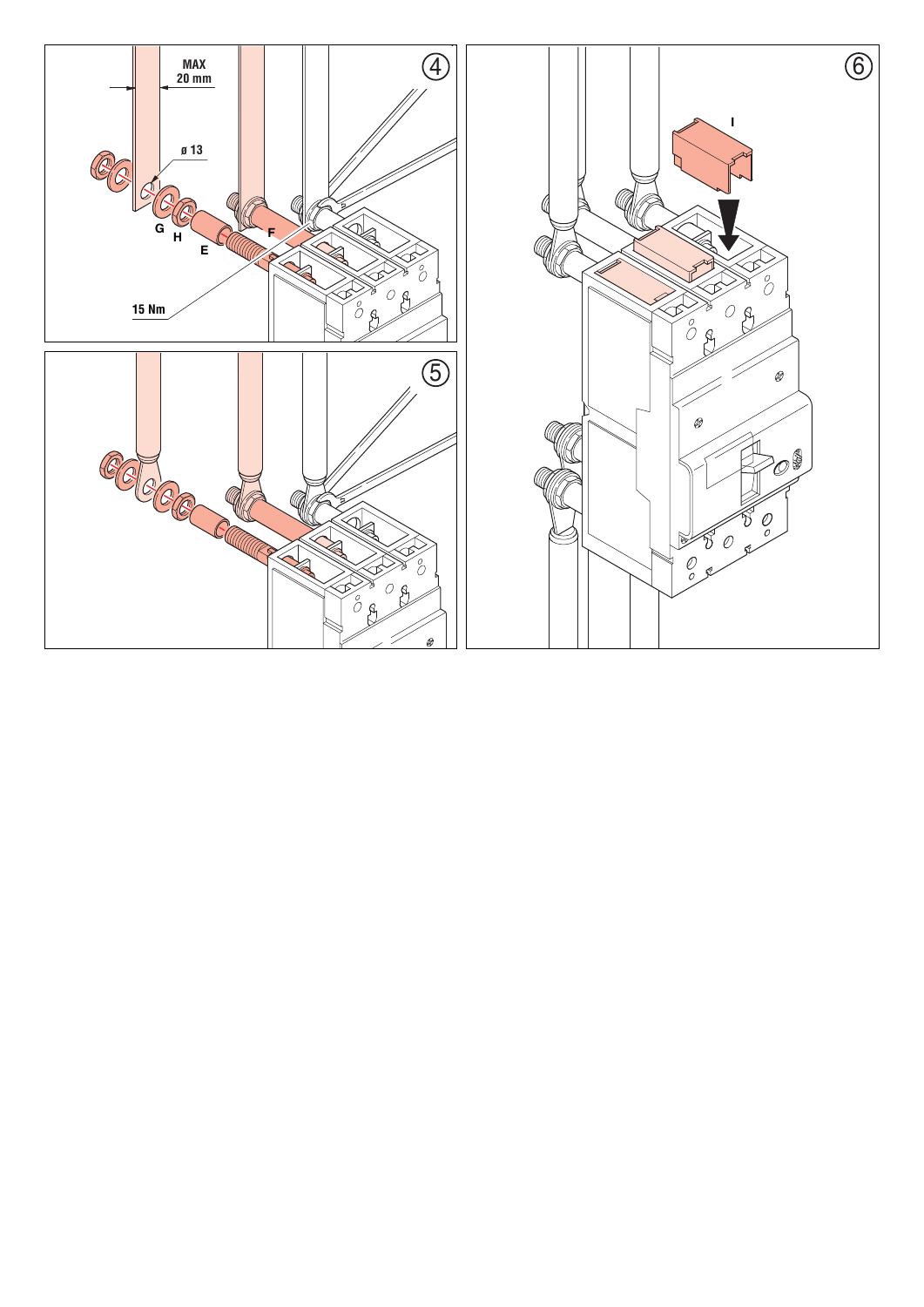4

MAX
20 mm

ø 13

G
H
E
F

15 Nm

5

6

I